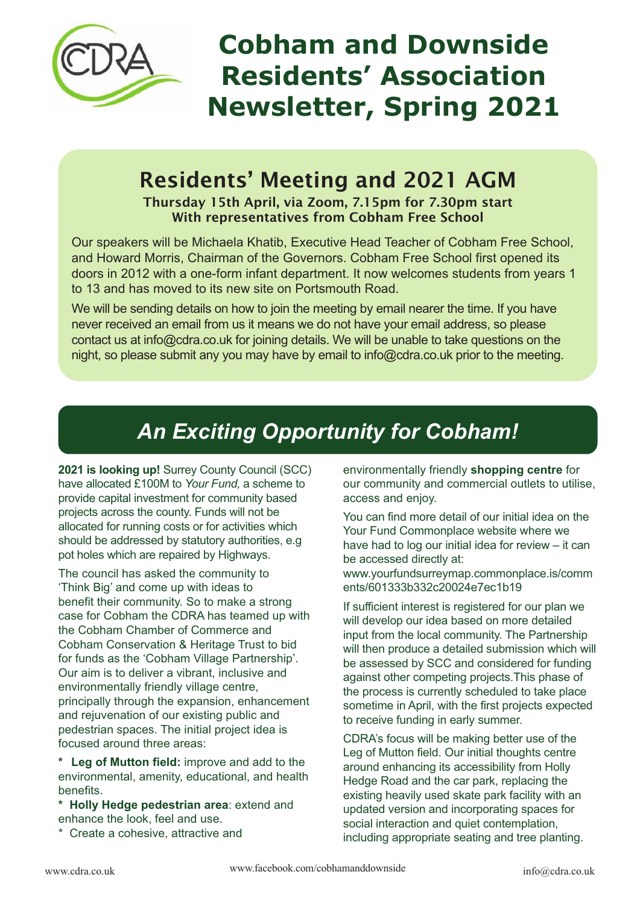# Cobham and Downside Residents' Association Newsletter, Spring 2021

## Residents' Meeting and 2021 AGM

**Thursday 15th April, via Zoom, 7.15pm for 7.30pm start**
**With representatives from Cobham Free School**

Our speakers will be Michaela Khatib, Executive Head Teacher of Cobham Free School, and Howard Morris, Chairman of the Governors. Cobham Free School first opened its doors in 2012 with a one-form infant department. It now welcomes students from years 1 to 13 and has moved to its new site on Portsmouth Road.

We will be sending details on how to join the meeting by email nearer the time. If you have never received an email from us it means we do not have your email address, so please contact us at info@cdra.co.uk for joining details. We will be unable to take questions on the night, so please submit any you may have by email to info@cdra.co.uk prior to the meeting.

## *An Exciting Opportunity for Cobham!*

**2021 is looking up!** Surrey County Council (SCC) have allocated £100M to *Your Fund,* a scheme to provide capital investment for community based projects across the county. Funds will not be allocated for running costs or for activities which should be addressed by statutory authorities, e.g pot holes which are repaired by Highways.

The council has asked the community to 'Think Big' and come up with ideas to benefit their community. So to make a strong case for Cobham the CDRA has teamed up with the Cobham Chamber of Commerce and Cobham Conservation & Heritage Trust to bid for funds as the 'Cobham Village Partnership'. Our aim is to deliver a vibrant, inclusive and environmentally friendly village centre, principally through the expansion, enhancement and rejuvenation of our existing public and pedestrian spaces. The initial project idea is focused around three areas:

* **Leg of Mutton field:** improve and add to the environmental, amenity, educational, and health benefits.
* **Holly Hedge pedestrian area**: extend and enhance the look, feel and use.
* Create a cohesive, attractive and environmentally friendly **shopping centre** for our community and commercial outlets to utilise, access and enjoy.

You can find more detail of our initial idea on the Your Fund Commonplace website where we have had to log our initial idea for review – it can be accessed directly at:
www.yourfundsurreymap.commonplace.is/comments/601333b332c20024e7ec1b19

If sufficient interest is registered for our plan we will develop our idea based on more detailed input from the local community. The Partnership will then produce a detailed submission which will be assessed by SCC and considered for funding against other competing projects.This phase of the process is currently scheduled to take place sometime in April, with the first projects expected to receive funding in early summer.

CDRA's focus will be making better use of the Leg of Mutton field. Our initial thoughts centre around enhancing its accessibility from Holly Hedge Road and the car park, replacing the existing heavily used skate park facility with an updated version and incorporating spaces for social interaction and quiet contemplation, including appropriate seating and tree planting.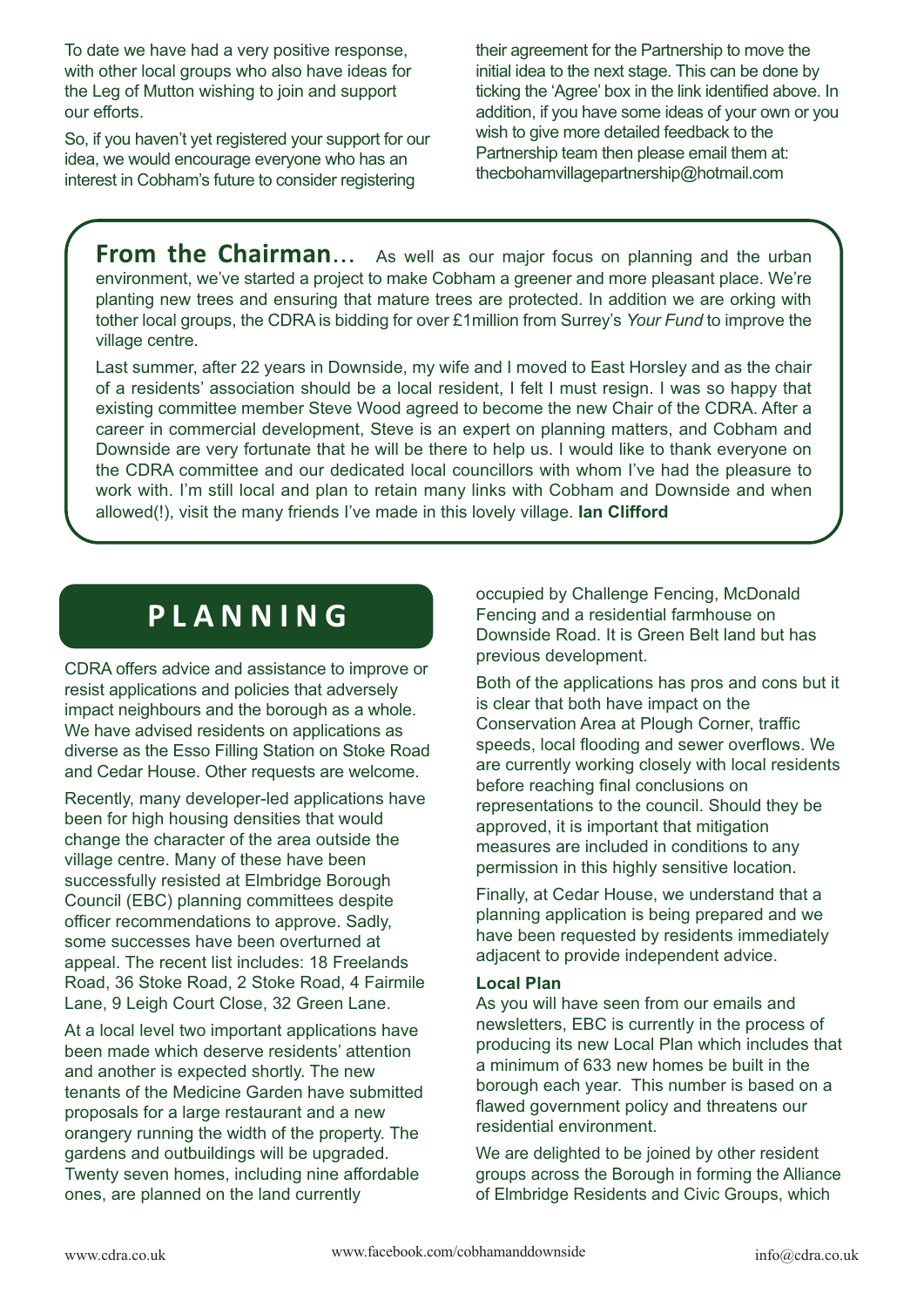To date we have had a very positive response, with other local groups who also have ideas for the Leg of Mutton wishing to join and support our efforts.

So, if you haven't yet registered your support for our idea, we would encourage everyone who has an interest in Cobham's future to consider registering their agreement for the Partnership to move the initial idea to the next stage. This can be done by ticking the 'Agree' box in the link identified above. In addition, if you have some ideas of your own or you wish to give more detailed feedback to the Partnership team then please email them at: thecbohamvillagepartnership@hotmail.com

**From the Chairman…** As well as our major focus on planning and the urban environment, we've started a project to make Cobham a greener and more pleasant place. We're planting new trees and ensuring that mature trees are protected. In addition we are orking with tother local groups, the CDRA is bidding for over £1million from Surrey's *Your Fund* to improve the village centre.

Last summer, after 22 years in Downside, my wife and I moved to East Horsley and as the chair of a residents' association should be a local resident, I felt I must resign. I was so happy that existing committee member Steve Wood agreed to become the new Chair of the CDRA. After a career in commercial development, Steve is an expert on planning matters, and Cobham and Downside are very fortunate that he will be there to help us. I would like to thank everyone on the CDRA committee and our dedicated local councillors with whom I've had the pleasure to work with. I'm still local and plan to retain many links with Cobham and Downside and when allowed(!), visit the many friends I've made in this lovely village. **Ian Clifford**

# PLANNING

CDRA offers advice and assistance to improve or resist applications and policies that adversely impact neighbours and the borough as a whole. We have advised residents on applications as diverse as the Esso Filling Station on Stoke Road and Cedar House. Other requests are welcome.

Recently, many developer-led applications have been for high housing densities that would change the character of the area outside the village centre. Many of these have been successfully resisted at Elmbridge Borough Council (EBC) planning committees despite officer recommendations to approve. Sadly, some successes have been overturned at appeal. The recent list includes: 18 Freelands Road, 36 Stoke Road, 2 Stoke Road, 4 Fairmile Lane, 9 Leigh Court Close, 32 Green Lane.

At a local level two important applications have been made which deserve residents' attention and another is expected shortly. The new tenants of the Medicine Garden have submitted proposals for a large restaurant and a new orangery running the width of the property. The gardens and outbuildings will be upgraded. Twenty seven homes, including nine affordable ones, are planned on the land currently occupied by Challenge Fencing, McDonald Fencing and a residential farmhouse on Downside Road. It is Green Belt land but has previous development.

Both of the applications has pros and cons but it is clear that both have impact on the Conservation Area at Plough Corner, traffic speeds, local flooding and sewer overflows. We are currently working closely with local residents before reaching final conclusions on representations to the council. Should they be approved, it is important that mitigation measures are included in conditions to any permission in this highly sensitive location.

Finally, at Cedar House, we understand that a planning application is being prepared and we have been requested by residents immediately adjacent to provide independent advice.

**Local Plan**

As you will have seen from our emails and newsletters, EBC is currently in the process of producing its new Local Plan which includes that a minimum of 633 new homes be built in the borough each year. This number is based on a flawed government policy and threatens our residential environment.

We are delighted to be joined by other resident groups across the Borough in forming the Alliance of Elmbridge Residents and Civic Groups, which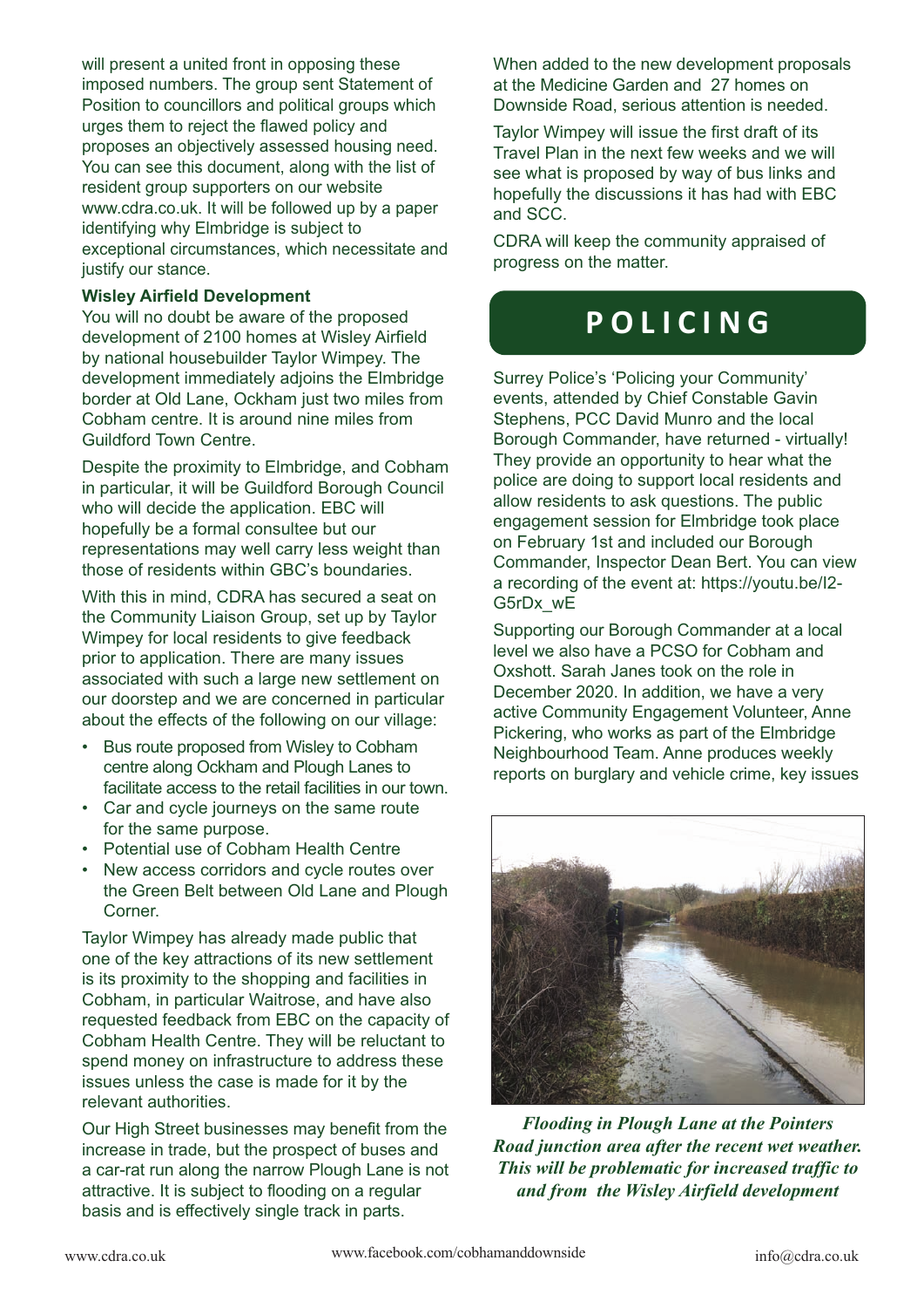will present a united front in opposing these imposed numbers. The group sent Statement of Position to councillors and political groups which urges them to reject the flawed policy and proposes an objectively assessed housing need. You can see this document, along with the list of resident group supporters on our website www.cdra.co.uk. It will be followed up by a paper identifying why Elmbridge is subject to exceptional circumstances, which necessitate and justify our stance.

**Wisley Airfield Development**

You will no doubt be aware of the proposed development of 2100 homes at Wisley Airfield by national housebuilder Taylor Wimpey. The development immediately adjoins the Elmbridge border at Old Lane, Ockham just two miles from Cobham centre. It is around nine miles from Guildford Town Centre.

Despite the proximity to Elmbridge, and Cobham in particular, it will be Guildford Borough Council who will decide the application. EBC will hopefully be a formal consultee but our representations may well carry less weight than those of residents within GBC's boundaries.

With this in mind, CDRA has secured a seat on the Community Liaison Group, set up by Taylor Wimpey for local residents to give feedback prior to application. There are many issues associated with such a large new settlement on our doorstep and we are concerned in particular about the effects of the following on our village:

- Bus route proposed from Wisley to Cobham centre along Ockham and Plough Lanes to facilitate access to the retail facilities in our town.
- Car and cycle journeys on the same route for the same purpose.
- Potential use of Cobham Health Centre
- New access corridors and cycle routes over the Green Belt between Old Lane and Plough Corner.

Taylor Wimpey has already made public that one of the key attractions of its new settlement is its proximity to the shopping and facilities in Cobham, in particular Waitrose, and have also requested feedback from EBC on the capacity of Cobham Health Centre. They will be reluctant to spend money on infrastructure to address these issues unless the case is made for it by the relevant authorities.

Our High Street businesses may benefit from the increase in trade, but the prospect of buses and a car-rat run along the narrow Plough Lane is not attractive. It is subject to flooding on a regular basis and is effectively single track in parts.

When added to the new development proposals at the Medicine Garden and 27 homes on Downside Road, serious attention is needed.

Taylor Wimpey will issue the first draft of its Travel Plan in the next few weeks and we will see what is proposed by way of bus links and hopefully the discussions it has had with EBC and SCC.

CDRA will keep the community appraised of progress on the matter.

# POLICING

Surrey Police's 'Policing your Community' events, attended by Chief Constable Gavin Stephens, PCC David Munro and the local Borough Commander, have returned - virtually! They provide an opportunity to hear what the police are doing to support local residents and allow residents to ask questions. The public engagement session for Elmbridge took place on February 1st and included our Borough Commander, Inspector Dean Bert. You can view a recording of the event at: https://youtu.be/I2-G5rDx_wE

Supporting our Borough Commander at a local level we also have a PCSO for Cobham and Oxshott. Sarah Janes took on the role in December 2020. In addition, we have a very active Community Engagement Volunteer, Anne Pickering, who works as part of the Elmbridge Neighbourhood Team. Anne produces weekly reports on burglary and vehicle crime, key issues

*Flooding in Plough Lane at the Pointers Road junction area after the recent wet weather. This will be problematic for increased traffic to and from the Wisley Airfield development*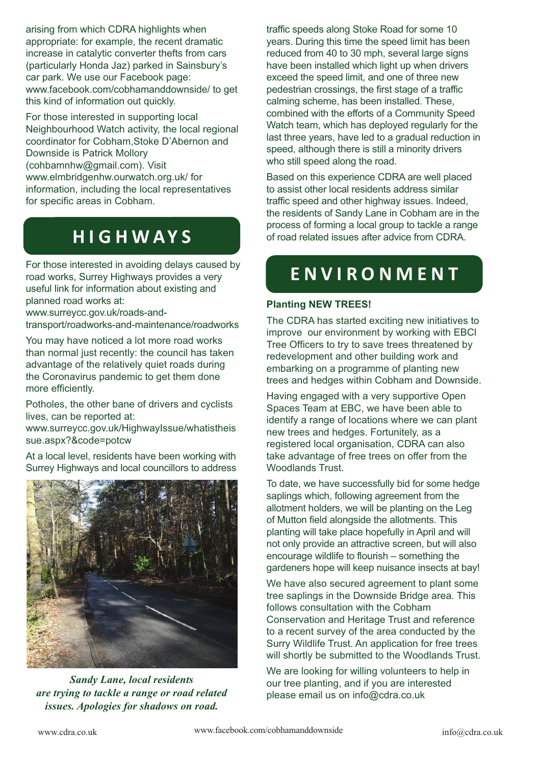arising from which CDRA highlights when appropriate: for example, the recent dramatic increase in catalytic converter thefts from cars (particularly Honda Jaz) parked in Sainsbury's car park. We use our Facebook page: www.facebook.com/cobhamanddownside/ to get this kind of information out quickly.

For those interested in supporting local Neighbourhood Watch activity, the local regional coordinator for Cobham,Stoke D'Abernon and Downside is Patrick Mollory (cohbamnhw@gmail.com). Visit www.elmbridgenhw.ourwatch.org.uk/ for information, including the local representatives for specific areas in Cobham.

## HIGHWAYS

For those interested in avoiding delays caused by road works, Surrey Highways provides a very useful link for information about existing and planned road works at: www.surreycc.gov.uk/roads-and-transport/roadworks-and-maintenance/roadworks

You may have noticed a lot more road works than normal just recently: the council has taken advantage of the relatively quiet roads during the Coronavirus pandemic to get them done more efficiently.

Potholes, the other bane of drivers and cyclists lives, can be reported at: www.surreycc.gov.uk/HighwayIssue/whatistheissue.aspx?&code=potcw

At a local level, residents have been working with Surrey Highways and local councillors to address traffic speeds along Stoke Road for some 10 years. During this time the speed limit has been reduced from 40 to 30 mph, several large signs have been installed which light up when drivers exceed the speed limit, and one of three new pedestrian crossings, the first stage of a traffic calming scheme, has been installed. These, combined with the efforts of a Community Speed Watch team, which has deployed regularly for the last three years, have led to a gradual reduction in speed, although there is still a minority drivers who still speed along the road.

*Sandy Lane, local residents are trying to tackle a range or road related issues. Apologies for shadows on road.*

Based on this experience CDRA are well placed to assist other local residents address similar traffic speed and other highway issues. Indeed, the residents of Sandy Lane in Cobham are in the process of forming a local group to tackle a range of road related issues after advice from CDRA.

## ENVIRONMENT

**Planting NEW TREES!**

The CDRA has started exciting new initiatives to improve our environment by working with EBCl Tree Officers to try to save trees threatened by redevelopment and other building work and embarking on a programme of planting new trees and hedges within Cobham and Downside.

Having engaged with a very supportive Open Spaces Team at EBC, we have been able to identify a range of locations where we can plant new trees and hedges. Fortunitely, as a registered local organisation, CDRA can also take advantage of free trees on offer from the Woodlands Trust.

To date, we have successfully bid for some hedge saplings which, following agreement from the allotment holders, we will be planting on the Leg of Mutton field alongside the allotments. This planting will take place hopefully in April and will not only provide an attractive screen, but will also encourage wildlife to flourish – something the gardeners hope will keep nuisance insects at bay!

We have also secured agreement to plant some tree saplings in the Downside Bridge area. This follows consultation with the Cobham Conservation and Heritage Trust and reference to a recent survey of the area conducted by the Surry Wildlife Trust. An application for free trees will shortly be submitted to the Woodlands Trust.

We are looking for willing volunteers to help in our tree planting, and if you are interested please email us on info@cdra.co.uk

www.cdra.co.uk www.facebook.com/cobhamanddownside info@cdra.co.uk